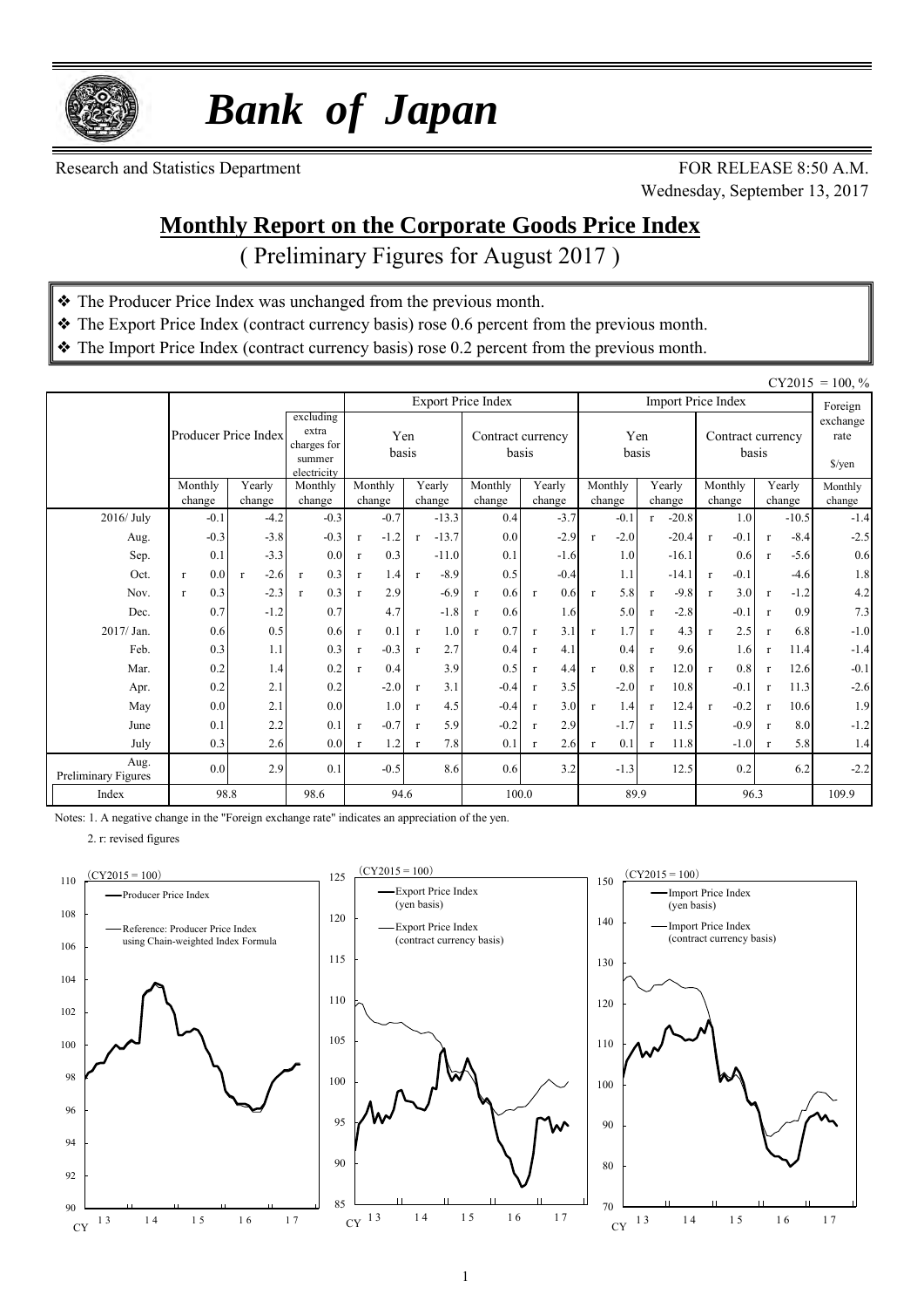# *Bank of Japan*

Research and Statistics Department

FOR RELEASE 8:50 A.M.
Wednesday, September 13, 2017

## Monthly Report on the Corporate Goods Price Index

( Preliminary Figures for August 2017 )

- ❖ The Producer Price Index was unchanged from the previous month.
- ❖ The Export Price Index (contract currency basis) rose 0.6 percent from the previous month.
- ❖ The Import Price Index (contract currency basis) rose 0.2 percent from the previous month.

CY2015 = 100, %

| | Producer Price Index | | excluding extra charges for summer electricity | Export Price Index | | | | Import Price Index | | | | Foreign exchange rate |
|---|---|---|---|---|---|---|---|---|---|---|---|---|
| | | | | Yen basis | | Contract currency basis | | Yen basis | | Contract currency basis | | $/yen |
| | Monthly change | Yearly change | Monthly change | Monthly change | Yearly change | Monthly change | Yearly change | Monthly change | Yearly change | Monthly change | Yearly change | Monthly change |
| 2016/ July | -0.1 | -4.2 | -0.3 | -0.7 | -13.3 | 0.4 | -3.7 | -0.1 | r -20.8 | 1.0 | -10.5 | -1.4 |
| Aug. | -0.3 | -3.8 | -0.3 | r -1.2 | r -13.7 | 0.0 | -2.9 | r -2.0 | -20.4 | r -0.1 | r -8.4 | -2.5 |
| Sep. | 0.1 | -3.3 | 0.0 | r 0.3 | -11.0 | 0.1 | -1.6 | 1.0 | -16.1 | 0.6 | r -5.6 | 0.6 |
| Oct. | r 0.0 | r -2.6 | r 0.3 | r 1.4 | r -8.9 | 0.5 | -0.4 | 1.1 | -14.1 | r -0.1 | -4.6 | 1.8 |
| Nov. | r 0.3 | -2.3 | r 0.3 | r 2.9 | -6.9 | r 0.6 | r 0.6 | r 5.8 | r -9.8 | r 3.0 | r -1.2 | 4.2 |
| Dec. | 0.7 | -1.2 | 0.7 | 4.7 | -1.8 | r 0.6 | 1.6 | 5.0 | r -2.8 | -0.1 | r 0.9 | 7.3 |
| 2017/ Jan. | 0.6 | 0.5 | 0.6 | r 0.1 | r 1.0 | r 0.7 | r 3.1 | r 1.7 | r 4.3 | r 2.5 | r 6.8 | -1.0 |
| Feb. | 0.3 | 1.1 | 0.3 | r -0.3 | r 2.7 | 0.4 | r 4.1 | 0.4 | r 9.6 | 1.6 | r 11.4 | -1.4 |
| Mar. | 0.2 | 1.4 | 0.2 | r 0.4 | 3.9 | 0.5 | r 4.4 | r 0.8 | r 12.0 | r 0.8 | r 12.6 | -0.1 |
| Apr. | 0.2 | 2.1 | 0.2 | -2.0 | r 3.1 | -0.4 | r 3.5 | -2.0 | r 10.8 | -0.1 | r 11.3 | -2.6 |
| May | 0.0 | 2.1 | 0.0 | 1.0 | r 4.5 | -0.4 | r 3.0 | r 1.4 | r 12.4 | r -0.2 | r 10.6 | 1.9 |
| June | 0.1 | 2.2 | 0.1 | r -0.7 | r 5.9 | -0.2 | r 2.9 | -1.7 | r 11.5 | -0.9 | r 8.0 | -1.2 |
| July | 0.3 | 2.6 | 0.0 | r 1.2 | r 7.8 | 0.1 | r 2.6 | r 0.1 | r 11.8 | -1.0 | r 5.8 | 1.4 |
| Aug. Preliminary Figures | 0.0 | 2.9 | 0.1 | -0.5 | 8.6 | 0.6 | 3.2 | -1.3 | 12.5 | 0.2 | 6.2 | -2.2 |
| Index | 98.8 | | 98.6 | 94.6 | | 100.0 | | 89.9 | | 96.3 | | 109.9 |

Notes: 1. A negative change in the "Foreign exchange rate" indicates an appreciation of the yen.

2. r: revised figures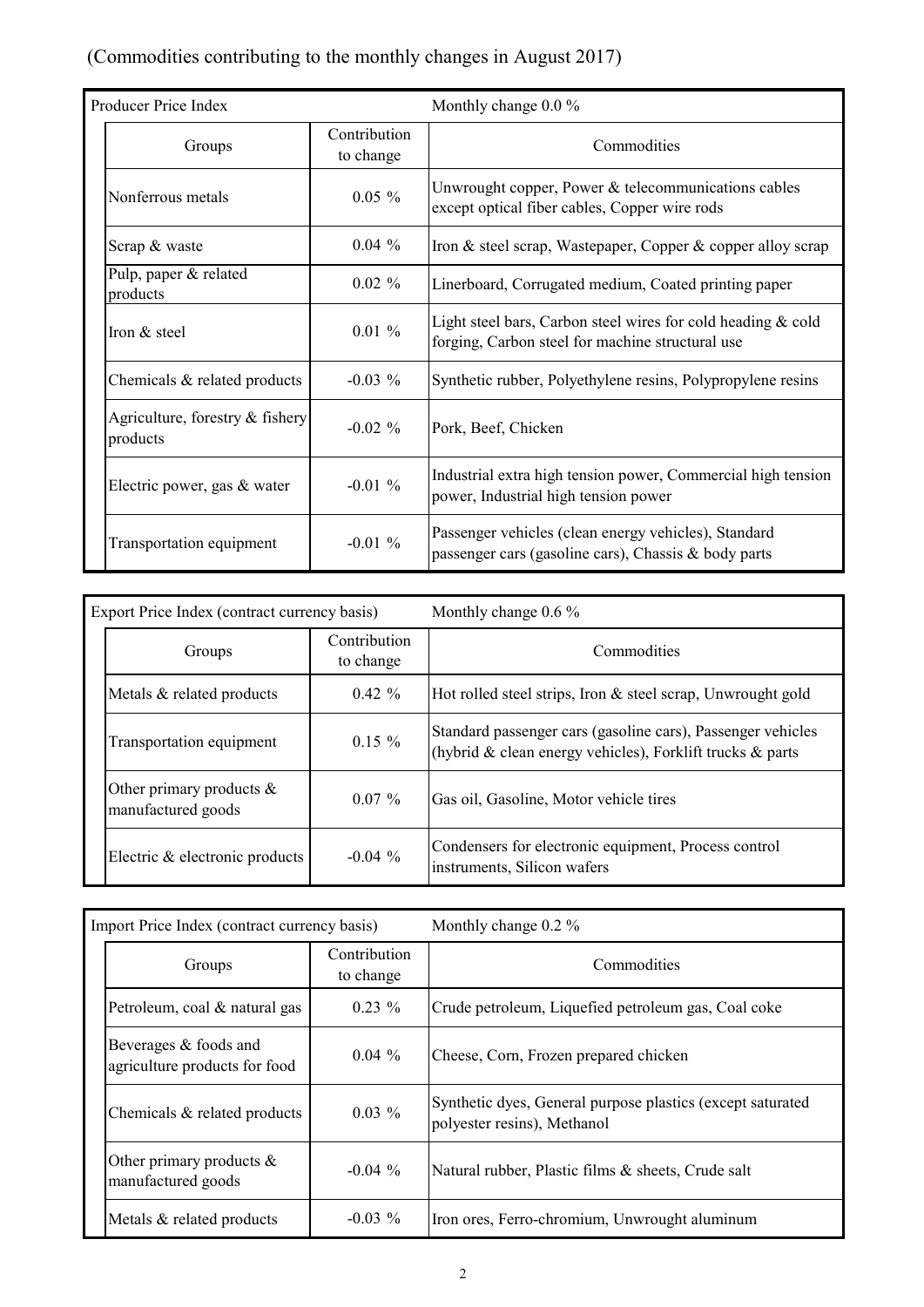(Commodities contributing to the monthly changes in August 2017)

**Producer Price Index** — Monthly change 0.0 %

| Groups | Contribution to change | Commodities |
|---|---|---|
| Nonferrous metals | 0.05 % | Unwrought copper, Power & telecommunications cables except optical fiber cables, Copper wire rods |
| Scrap & waste | 0.04 % | Iron & steel scrap, Wastepaper, Copper & copper alloy scrap |
| Pulp, paper & related products | 0.02 % | Linerboard, Corrugated medium, Coated printing paper |
| Iron & steel | 0.01 % | Light steel bars, Carbon steel wires for cold heading & cold forging, Carbon steel for machine structural use |
| Chemicals & related products | -0.03 % | Synthetic rubber, Polyethylene resins, Polypropylene resins |
| Agriculture, forestry & fishery products | -0.02 % | Pork, Beef, Chicken |
| Electric power, gas & water | -0.01 % | Industrial extra high tension power, Commercial high tension power, Industrial high tension power |
| Transportation equipment | -0.01 % | Passenger vehicles (clean energy vehicles), Standard passenger cars (gasoline cars), Chassis & body parts |

**Export Price Index (contract currency basis)** — Monthly change 0.6 %

| Groups | Contribution to change | Commodities |
|---|---|---|
| Metals & related products | 0.42 % | Hot rolled steel strips, Iron & steel scrap, Unwrought gold |
| Transportation equipment | 0.15 % | Standard passenger cars (gasoline cars), Passenger vehicles (hybrid & clean energy vehicles), Forklift trucks & parts |
| Other primary products & manufactured goods | 0.07 % | Gas oil, Gasoline, Motor vehicle tires |
| Electric & electronic products | -0.04 % | Condensers for electronic equipment, Process control instruments, Silicon wafers |

**Import Price Index (contract currency basis)** — Monthly change 0.2 %

| Groups | Contribution to change | Commodities |
|---|---|---|
| Petroleum, coal & natural gas | 0.23 % | Crude petroleum, Liquefied petroleum gas, Coal coke |
| Beverages & foods and agriculture products for food | 0.04 % | Cheese, Corn, Frozen prepared chicken |
| Chemicals & related products | 0.03 % | Synthetic dyes, General purpose plastics (except saturated polyester resins), Methanol |
| Other primary products & manufactured goods | -0.04 % | Natural rubber, Plastic films & sheets, Crude salt |
| Metals & related products | -0.03 % | Iron ores, Ferro-chromium, Unwrought aluminum |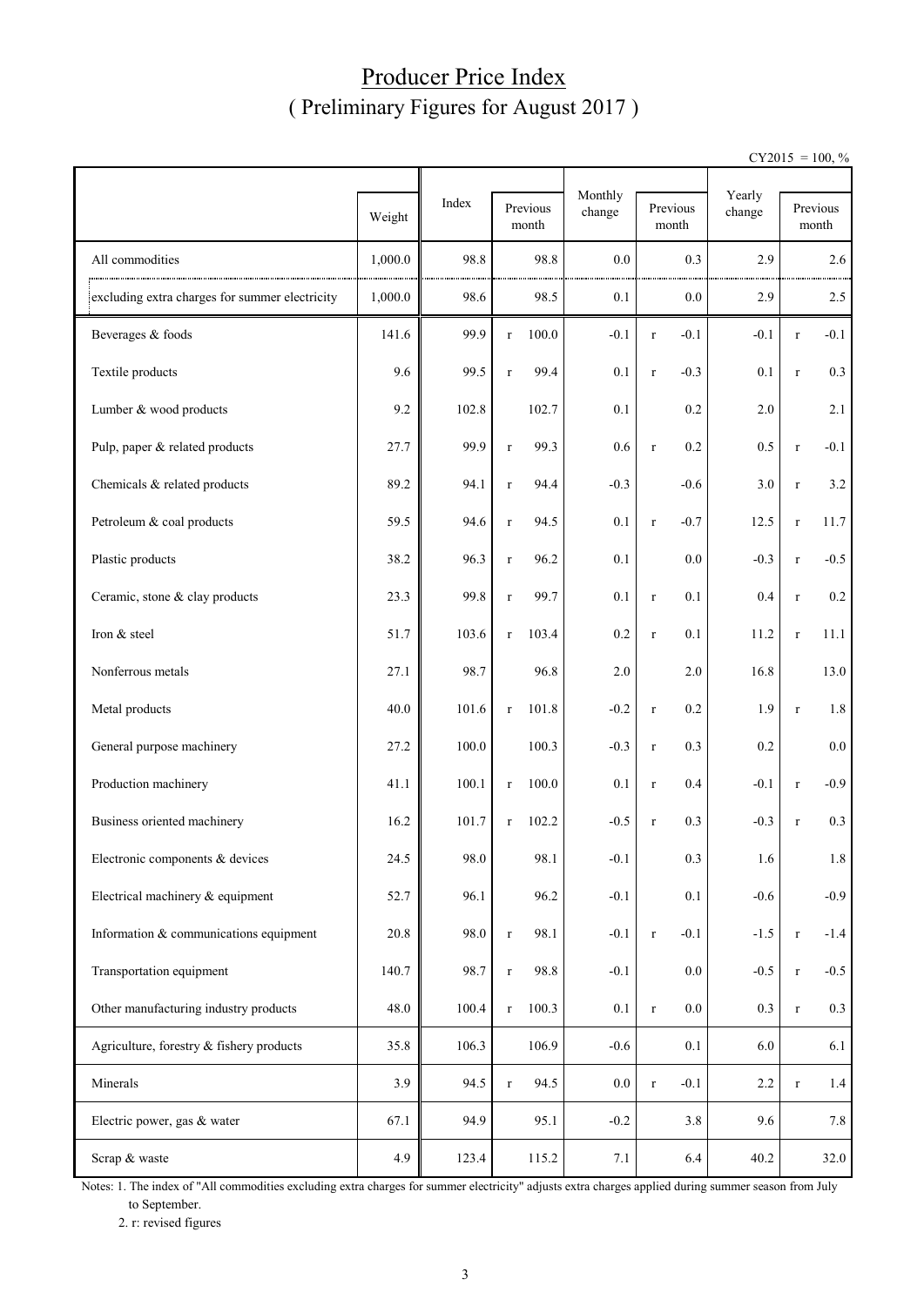# Producer Price Index
## ( Preliminary Figures for August 2017 )

CY2015 = 100, %

| | Weight | Index | Previous month | Monthly change | Previous month | Yearly change | Previous month |
|---|---|---|---|---|---|---|---|
| All commodities | 1,000.0 | 98.8 | 98.8 | 0.0 | 0.3 | 2.9 | 2.6 |
| excluding extra charges for summer electricity | 1,000.0 | 98.6 | 98.5 | 0.1 | 0.0 | 2.9 | 2.5 |
| Beverages & foods | 141.6 | 99.9 | r 100.0 | -0.1 | r -0.1 | -0.1 | r -0.1 |
| Textile products | 9.6 | 99.5 | r 99.4 | 0.1 | r -0.3 | 0.1 | r 0.3 |
| Lumber & wood products | 9.2 | 102.8 | 102.7 | 0.1 | 0.2 | 2.0 | 2.1 |
| Pulp, paper & related products | 27.7 | 99.9 | r 99.3 | 0.6 | r 0.2 | 0.5 | r -0.1 |
| Chemicals & related products | 89.2 | 94.1 | r 94.4 | -0.3 | -0.6 | 3.0 | r 3.2 |
| Petroleum & coal products | 59.5 | 94.6 | r 94.5 | 0.1 | r -0.7 | 12.5 | r 11.7 |
| Plastic products | 38.2 | 96.3 | r 96.2 | 0.1 | 0.0 | -0.3 | r -0.5 |
| Ceramic, stone & clay products | 23.3 | 99.8 | r 99.7 | 0.1 | r 0.1 | 0.4 | r 0.2 |
| Iron & steel | 51.7 | 103.6 | r 103.4 | 0.2 | r 0.1 | 11.2 | r 11.1 |
| Nonferrous metals | 27.1 | 98.7 | 96.8 | 2.0 | 2.0 | 16.8 | 13.0 |
| Metal products | 40.0 | 101.6 | r 101.8 | -0.2 | r 0.2 | 1.9 | r 1.8 |
| General purpose machinery | 27.2 | 100.0 | 100.3 | -0.3 | r 0.3 | 0.2 | 0.0 |
| Production machinery | 41.1 | 100.1 | r 100.0 | 0.1 | r 0.4 | -0.1 | r -0.9 |
| Business oriented machinery | 16.2 | 101.7 | r 102.2 | -0.5 | r 0.3 | -0.3 | r 0.3 |
| Electronic components & devices | 24.5 | 98.0 | 98.1 | -0.1 | 0.3 | 1.6 | 1.8 |
| Electrical machinery & equipment | 52.7 | 96.1 | 96.2 | -0.1 | 0.1 | -0.6 | -0.9 |
| Information & communications equipment | 20.8 | 98.0 | r 98.1 | -0.1 | r -0.1 | -1.5 | r -1.4 |
| Transportation equipment | 140.7 | 98.7 | r 98.8 | -0.1 | 0.0 | -0.5 | r -0.5 |
| Other manufacturing industry products | 48.0 | 100.4 | r 100.3 | 0.1 | r 0.0 | 0.3 | r 0.3 |
| Agriculture, forestry & fishery products | 35.8 | 106.3 | 106.9 | -0.6 | 0.1 | 6.0 | 6.1 |
| Minerals | 3.9 | 94.5 | r 94.5 | 0.0 | r -0.1 | 2.2 | r 1.4 |
| Electric power, gas & water | 67.1 | 94.9 | 95.1 | -0.2 | 3.8 | 9.6 | 7.8 |
| Scrap & waste | 4.9 | 123.4 | 115.2 | 7.1 | 6.4 | 40.2 | 32.0 |

Notes: 1. The index of "All commodities excluding extra charges for summer electricity" adjusts extra charges applied during summer season from July to September.

2. r: revised figures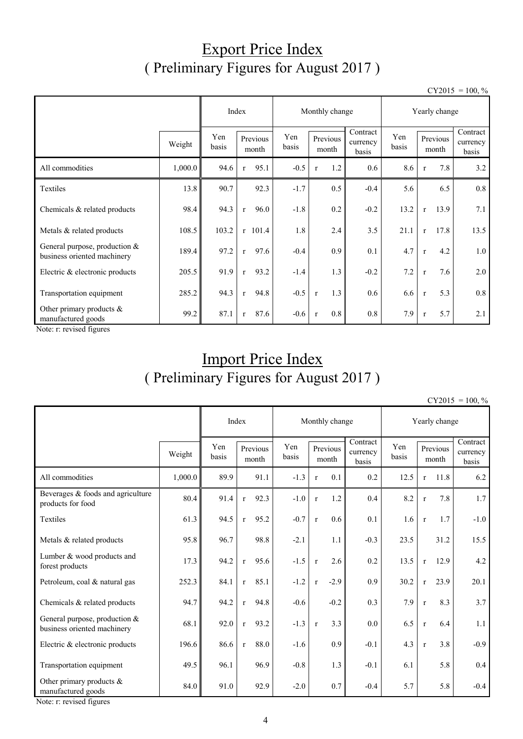# Export Price Index
## ( Preliminary Figures for August 2017 )

CY2015 = 100, %

| | Weight | Index | | Monthly change | | | Yearly change | | |
|---|---|---|---|---|---|---|---|---|---|
| | | Yen basis | Previous month | Yen basis | Previous month | Contract currency basis | Yen basis | Previous month | Contract currency basis |
| All commodities | 1,000.0 | 94.6 | r 95.1 | -0.5 | r 1.2 | 0.6 | 8.6 | r 7.8 | 3.2 |
| Textiles | 13.8 | 90.7 | 92.3 | -1.7 | 0.5 | -0.4 | 5.6 | 6.5 | 0.8 |
| Chemicals & related products | 98.4 | 94.3 | r 96.0 | -1.8 | 0.2 | -0.2 | 13.2 | r 13.9 | 7.1 |
| Metals & related products | 108.5 | 103.2 | r 101.4 | 1.8 | 2.4 | 3.5 | 21.1 | r 17.8 | 13.5 |
| General purpose, production & business oriented machinery | 189.4 | 97.2 | r 97.6 | -0.4 | 0.9 | 0.1 | 4.7 | r 4.2 | 1.0 |
| Electric & electronic products | 205.5 | 91.9 | r 93.2 | -1.4 | 1.3 | -0.2 | 7.2 | r 7.6 | 2.0 |
| Transportation equipment | 285.2 | 94.3 | r 94.8 | -0.5 | r 1.3 | 0.6 | 6.6 | r 5.3 | 0.8 |
| Other primary products & manufactured goods | 99.2 | 87.1 | r 87.6 | -0.6 | r 0.8 | 0.8 | 7.9 | r 5.7 | 2.1 |

Note: r: revised figures

# Import Price Index
## ( Preliminary Figures for August 2017 )

CY2015 = 100, %

| | Weight | Index | | Monthly change | | | Yearly change | | |
|---|---|---|---|---|---|---|---|---|---|
| | | Yen basis | Previous month | Yen basis | Previous month | Contract currency basis | Yen basis | Previous month | Contract currency basis |
| All commodities | 1,000.0 | 89.9 | 91.1 | -1.3 | r 0.1 | 0.2 | 12.5 | r 11.8 | 6.2 |
| Beverages & foods and agriculture products for food | 80.4 | 91.4 | r 92.3 | -1.0 | r 1.2 | 0.4 | 8.2 | r 7.8 | 1.7 |
| Textiles | 61.3 | 94.5 | r 95.2 | -0.7 | r 0.6 | 0.1 | 1.6 | r 1.7 | -1.0 |
| Metals & related products | 95.8 | 96.7 | 98.8 | -2.1 | 1.1 | -0.3 | 23.5 | 31.2 | 15.5 |
| Lumber & wood products and forest products | 17.3 | 94.2 | r 95.6 | -1.5 | r 2.6 | 0.2 | 13.5 | r 12.9 | 4.2 |
| Petroleum, coal & natural gas | 252.3 | 84.1 | r 85.1 | -1.2 | r -2.9 | 0.9 | 30.2 | r 23.9 | 20.1 |
| Chemicals & related products | 94.7 | 94.2 | r 94.8 | -0.6 | -0.2 | 0.3 | 7.9 | r 8.3 | 3.7 |
| General purpose, production & business oriented machinery | 68.1 | 92.0 | r 93.2 | -1.3 | r 3.3 | 0.0 | 6.5 | r 6.4 | 1.1 |
| Electric & electronic products | 196.6 | 86.6 | r 88.0 | -1.6 | 0.9 | -0.1 | 4.3 | r 3.8 | -0.9 |
| Transportation equipment | 49.5 | 96.1 | 96.9 | -0.8 | 1.3 | -0.1 | 6.1 | 5.8 | 0.4 |
| Other primary products & manufactured goods | 84.0 | 91.0 | 92.9 | -2.0 | 0.7 | -0.4 | 5.7 | 5.8 | -0.4 |

Note: r: revised figures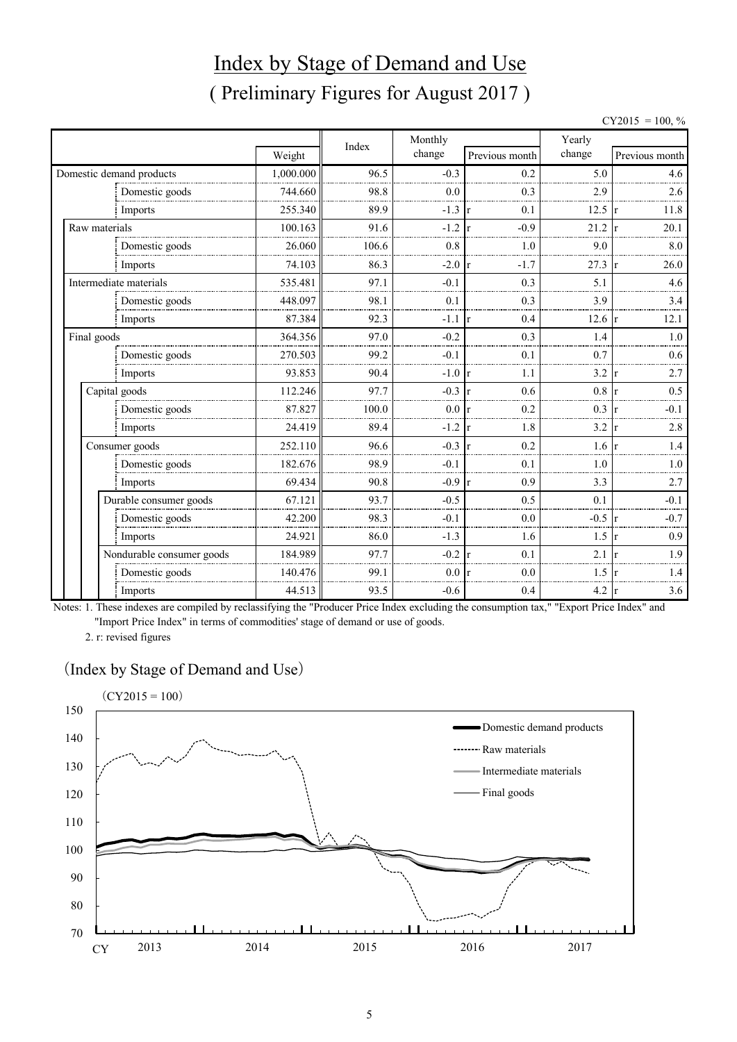# Index by Stage of Demand and Use

## ( Preliminary Figures for August 2017 )

CY2015 = 100, %

| | Weight | Index | Monthly change | Previous month | Yearly change | Previous month |
|---|---|---|---|---|---|---|
| Domestic demand products | 1,000.000 | 96.5 | -0.3 | 0.2 | 5.0 | 4.6 |
| Domestic goods | 744.660 | 98.8 | 0.0 | 0.3 | 2.9 | 2.6 |
| Imports | 255.340 | 89.9 | -1.3 | r 0.1 | 12.5 | r 11.8 |
| Raw materials | 100.163 | 91.6 | -1.2 | r -0.9 | 21.2 | r 20.1 |
| Domestic goods | 26.060 | 106.6 | 0.8 | 1.0 | 9.0 | 8.0 |
| Imports | 74.103 | 86.3 | -2.0 | r -1.7 | 27.3 | r 26.0 |
| Intermediate materials | 535.481 | 97.1 | -0.1 | 0.3 | 5.1 | 4.6 |
| Domestic goods | 448.097 | 98.1 | 0.1 | 0.3 | 3.9 | 3.4 |
| Imports | 87.384 | 92.3 | -1.1 | r 0.4 | 12.6 | r 12.1 |
| Final goods | 364.356 | 97.0 | -0.2 | 0.3 | 1.4 | 1.0 |
| Domestic goods | 270.503 | 99.2 | -0.1 | 0.1 | 0.7 | 0.6 |
| Imports | 93.853 | 90.4 | -1.0 | r 1.1 | 3.2 | r 2.7 |
| Capital goods | 112.246 | 97.7 | -0.3 | r 0.6 | 0.8 | r 0.5 |
| Domestic goods | 87.827 | 100.0 | 0.0 | r 0.2 | 0.3 | r -0.1 |
| Imports | 24.419 | 89.4 | -1.2 | r 1.8 | 3.2 | r 2.8 |
| Consumer goods | 252.110 | 96.6 | -0.3 | r 0.2 | 1.6 | r 1.4 |
| Domestic goods | 182.676 | 98.9 | -0.1 | 0.1 | 1.0 | 1.0 |
| Imports | 69.434 | 90.8 | -0.9 | r 0.9 | 3.3 | 2.7 |
| Durable consumer goods | 67.121 | 93.7 | -0.5 | 0.5 | 0.1 | -0.1 |
| Domestic goods | 42.200 | 98.3 | -0.1 | 0.0 | -0.5 | r -0.7 |
| Imports | 24.921 | 86.0 | -1.3 | 1.6 | 1.5 | r 0.9 |
| Nondurable consumer goods | 184.989 | 97.7 | -0.2 | r 0.1 | 2.1 | r 1.9 |
| Domestic goods | 140.476 | 99.1 | 0.0 | r 0.0 | 1.5 | r 1.4 |
| Imports | 44.513 | 93.5 | -0.6 | 0.4 | 4.2 | r 3.6 |

Notes: 1. These indexes are compiled by reclassifying the "Producer Price Index excluding the consumption tax," "Export Price Index" and "Import Price Index" in terms of commodities' stage of demand or use of goods.

2. r: revised figures

(Index by Stage of Demand and Use)

(CY2015 = 100)

Legend: Domestic demand products; Raw materials; Intermediate materials; Final goods

CY 2013 2014 2015 2016 2017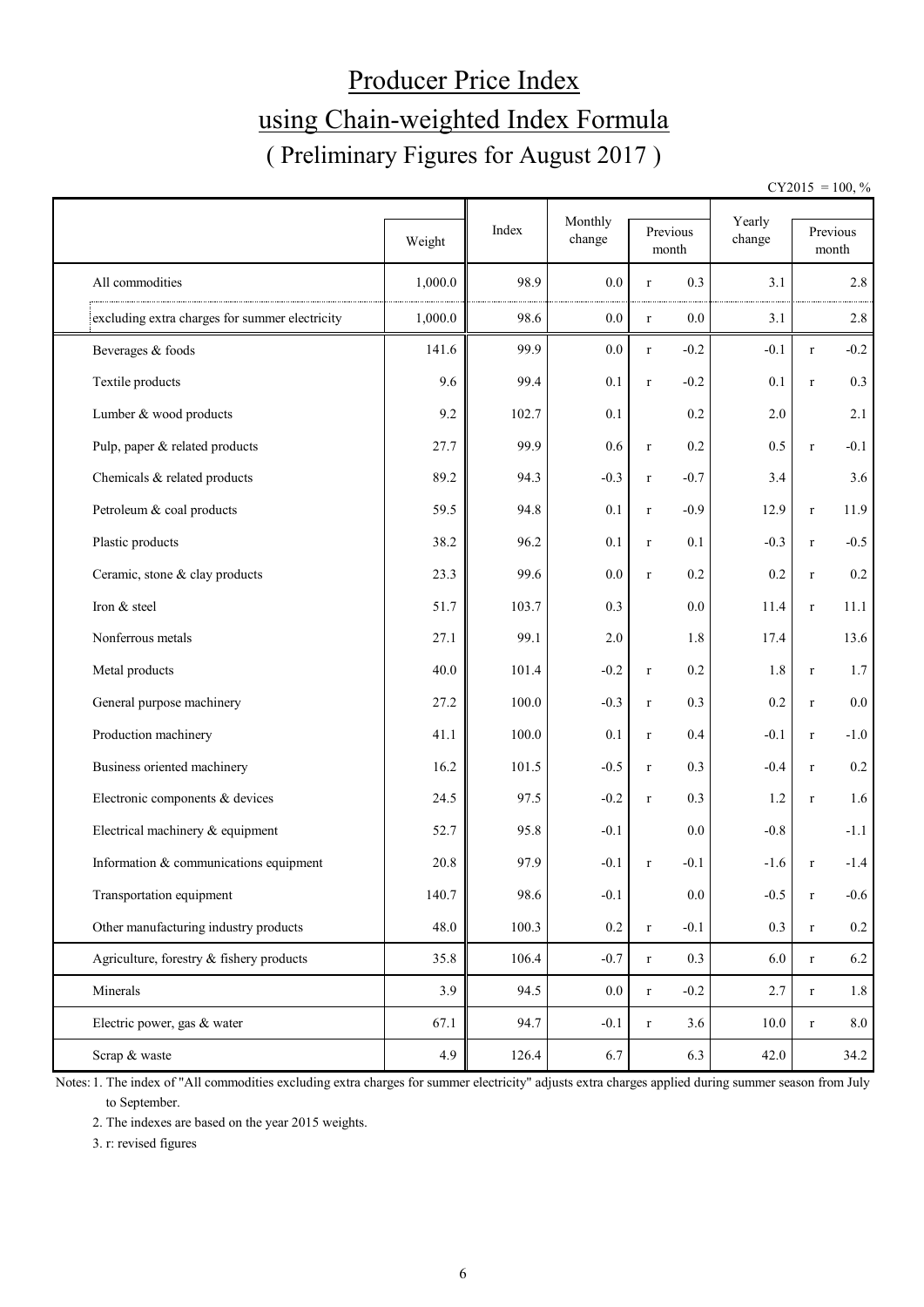# Producer Price Index

## using Chain-weighted Index Formula

### ( Preliminary Figures for August 2017 )

CY2015 = 100, %

| | Weight | Index | Monthly change | Previous month | | Yearly change | Previous month | |
|---|---|---|---|---|---|---|---|---|
| All commodities | 1,000.0 | 98.9 | 0.0 | r | 0.3 | 3.1 | | 2.8 |
| excluding extra charges for summer electricity | 1,000.0 | 98.6 | 0.0 | r | 0.0 | 3.1 | | 2.8 |
| Beverages & foods | 141.6 | 99.9 | 0.0 | r | -0.2 | -0.1 | r | -0.2 |
| Textile products | 9.6 | 99.4 | 0.1 | r | -0.2 | 0.1 | r | 0.3 |
| Lumber & wood products | 9.2 | 102.7 | 0.1 | | 0.2 | 2.0 | | 2.1 |
| Pulp, paper & related products | 27.7 | 99.9 | 0.6 | r | 0.2 | 0.5 | r | -0.1 |
| Chemicals & related products | 89.2 | 94.3 | -0.3 | r | -0.7 | 3.4 | | 3.6 |
| Petroleum & coal products | 59.5 | 94.8 | 0.1 | r | -0.9 | 12.9 | r | 11.9 |
| Plastic products | 38.2 | 96.2 | 0.1 | r | 0.1 | -0.3 | r | -0.5 |
| Ceramic, stone & clay products | 23.3 | 99.6 | 0.0 | r | 0.2 | 0.2 | r | 0.2 |
| Iron & steel | 51.7 | 103.7 | 0.3 | | 0.0 | 11.4 | r | 11.1 |
| Nonferrous metals | 27.1 | 99.1 | 2.0 | | 1.8 | 17.4 | | 13.6 |
| Metal products | 40.0 | 101.4 | -0.2 | r | 0.2 | 1.8 | r | 1.7 |
| General purpose machinery | 27.2 | 100.0 | -0.3 | r | 0.3 | 0.2 | r | 0.0 |
| Production machinery | 41.1 | 100.0 | 0.1 | r | 0.4 | -0.1 | r | -1.0 |
| Business oriented machinery | 16.2 | 101.5 | -0.5 | r | 0.3 | -0.4 | r | 0.2 |
| Electronic components & devices | 24.5 | 97.5 | -0.2 | r | 0.3 | 1.2 | r | 1.6 |
| Electrical machinery & equipment | 52.7 | 95.8 | -0.1 | | 0.0 | -0.8 | | -1.1 |
| Information & communications equipment | 20.8 | 97.9 | -0.1 | r | -0.1 | -1.6 | r | -1.4 |
| Transportation equipment | 140.7 | 98.6 | -0.1 | | 0.0 | -0.5 | r | -0.6 |
| Other manufacturing industry products | 48.0 | 100.3 | 0.2 | r | -0.1 | 0.3 | r | 0.2 |
| Agriculture, forestry & fishery products | 35.8 | 106.4 | -0.7 | r | 0.3 | 6.0 | r | 6.2 |
| Minerals | 3.9 | 94.5 | 0.0 | r | -0.2 | 2.7 | r | 1.8 |
| Electric power, gas & water | 67.1 | 94.7 | -0.1 | r | 3.6 | 10.0 | r | 8.0 |
| Scrap & waste | 4.9 | 126.4 | 6.7 | | 6.3 | 42.0 | | 34.2 |

Notes: 1. The index of "All commodities excluding extra charges for summer electricity" adjusts extra charges applied during summer season from July to September.

2. The indexes are based on the year 2015 weights.

3. r: revised figures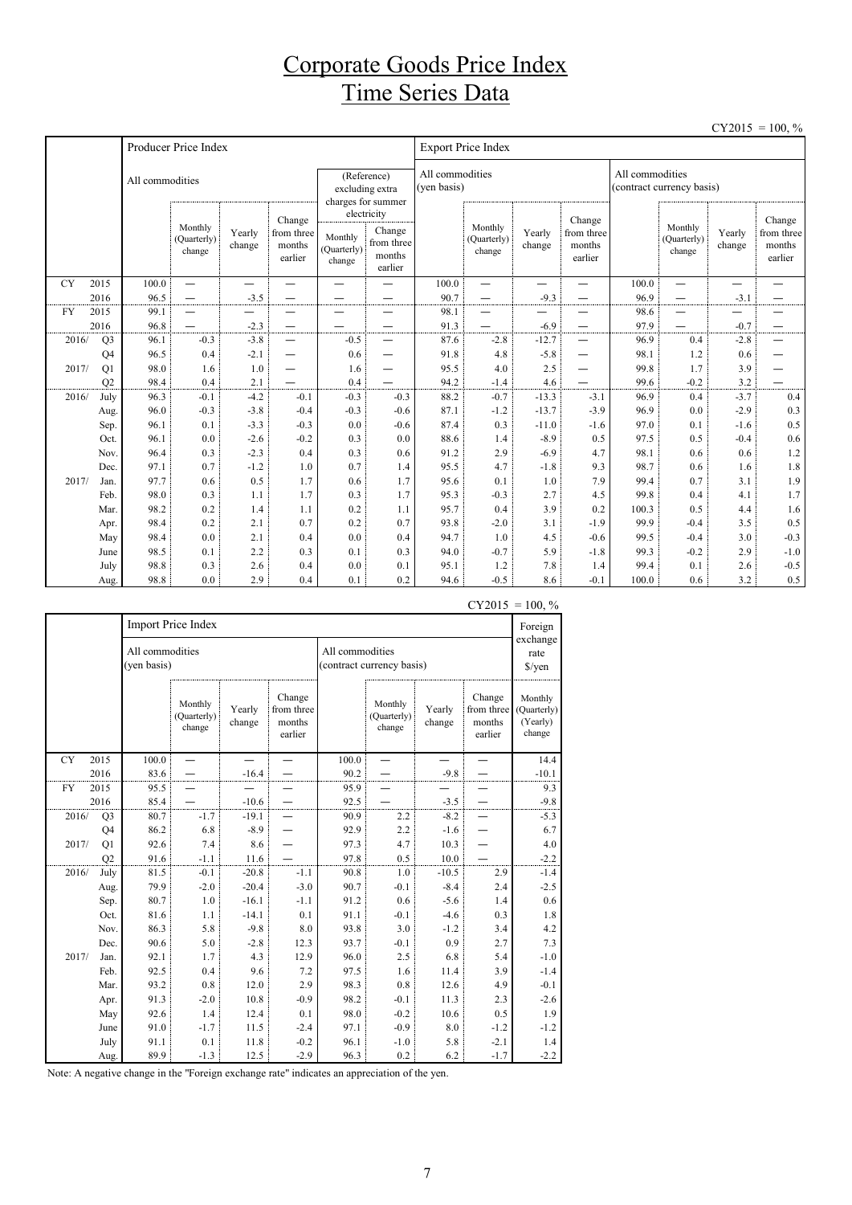# Corporate Goods Price Index
# Time Series Data

CY2015 = 100, %

| | | Producer Price Index | | | | | | Export Price Index | | | | | | | |
|---|---|---|---|---|---|---|---|---|---|---|---|---|---|---|---|
| | | All commodities | | | | (Reference) excluding extra charges for summer electricity | | All commodities (yen basis) | | | | All commodities (contract currency basis) | | | |
| | | | Monthly (Quarterly) change | Yearly change | Change from three months earlier | Monthly (Quarterly) change | Change from three months earlier | | Monthly (Quarterly) change | Yearly change | Change from three months earlier | | Monthly (Quarterly) change | Yearly change | Change from three months earlier |
| CY | 2015 | 100.0 | — | — | — | — | — | 100.0 | — | — | — | 100.0 | — | — | — |
| | 2016 | 96.5 | — | -3.5 | — | — | — | 90.7 | — | -9.3 | — | 96.9 | — | -3.1 | — |
| FY | 2015 | 99.1 | — | — | — | — | — | 98.1 | — | — | — | 98.6 | — | — | — |
| | 2016 | 96.8 | — | -2.3 | — | — | — | 91.3 | — | -6.9 | — | 97.9 | — | -0.7 | — |
| 2016/ | Q3 | 96.1 | -0.3 | -3.8 | — | -0.5 | — | 87.6 | -2.8 | -12.7 | — | 96.9 | 0.4 | -2.8 | — |
| | Q4 | 96.5 | 0.4 | -2.1 | — | 0.6 | — | 91.8 | 4.8 | -5.8 | — | 98.1 | 1.2 | 0.6 | — |
| 2017/ | Q1 | 98.0 | 1.6 | 1.0 | — | 1.6 | — | 95.5 | 4.0 | 2.5 | — | 99.8 | 1.7 | 3.9 | — |
| | Q2 | 98.4 | 0.4 | 2.1 | — | 0.4 | — | 94.2 | -1.4 | 4.6 | — | 99.6 | -0.2 | 3.2 | — |
| 2016/ | July | 96.3 | -0.1 | -4.2 | -0.1 | -0.3 | -0.3 | 88.2 | -0.7 | -13.3 | -3.1 | 96.9 | 0.4 | -3.7 | 0.4 |
| | Aug. | 96.0 | -0.3 | -3.8 | -0.4 | -0.3 | -0.6 | 87.1 | -1.2 | -13.7 | -3.9 | 96.9 | 0.0 | -2.9 | 0.3 |
| | Sep. | 96.1 | 0.1 | -3.3 | -0.3 | 0.0 | -0.6 | 87.4 | 0.3 | -11.0 | -1.6 | 97.0 | 0.1 | -1.6 | 0.5 |
| | Oct. | 96.1 | 0.0 | -2.6 | -0.2 | 0.3 | 0.0 | 88.6 | 1.4 | -8.9 | 0.5 | 97.5 | 0.5 | -0.4 | 0.6 |
| | Nov. | 96.4 | 0.3 | -2.3 | 0.4 | 0.3 | 0.6 | 91.2 | 2.9 | -6.9 | 4.7 | 98.1 | 0.6 | 0.6 | 1.2 |
| | Dec. | 97.1 | 0.7 | -1.2 | 1.0 | 0.7 | 1.4 | 95.5 | 4.7 | -1.8 | 9.3 | 98.7 | 0.6 | 1.6 | 1.8 |
| 2017/ | Jan. | 97.7 | 0.6 | 0.5 | 1.7 | 0.6 | 1.7 | 95.6 | 0.1 | 1.0 | 7.9 | 99.4 | 0.7 | 3.1 | 1.9 |
| | Feb. | 98.0 | 0.3 | 1.1 | 1.7 | 0.3 | 1.7 | 95.3 | -0.3 | 2.7 | 4.5 | 99.8 | 0.4 | 4.1 | 1.7 |
| | Mar. | 98.2 | 0.2 | 1.4 | 1.1 | 0.2 | 1.1 | 95.7 | 0.4 | 3.9 | 0.2 | 100.3 | 0.5 | 4.4 | 1.6 |
| | Apr. | 98.4 | 0.2 | 2.1 | 0.7 | 0.2 | 0.7 | 93.8 | -2.0 | 3.1 | -1.9 | 99.9 | -0.4 | 3.5 | 0.5 |
| | May | 98.4 | 0.0 | 2.1 | 0.4 | 0.0 | 0.4 | 94.7 | 1.0 | 4.5 | -0.6 | 99.5 | -0.4 | 3.0 | -0.3 |
| | June | 98.5 | 0.1 | 2.2 | 0.3 | 0.1 | 0.3 | 94.0 | -0.7 | 5.9 | -1.8 | 99.3 | -0.2 | 2.9 | -1.0 |
| | July | 98.8 | 0.3 | 2.6 | 0.4 | 0.0 | 0.1 | 95.1 | 1.2 | 7.8 | 1.4 | 99.4 | 0.1 | 2.6 | -0.5 |
| | Aug. | 98.8 | 0.0 | 2.9 | 0.4 | 0.1 | 0.2 | 94.6 | -0.5 | 8.6 | -0.1 | 100.0 | 0.6 | 3.2 | 0.5 |

CY2015 = 100, %

| | | Import Price Index | | | | | | | | Foreign exchange rate $/yen |
|---|---|---|---|---|---|---|---|---|---|---|
| | | All commodities (yen basis) | | | | All commodities (contract currency basis) | | | | |
| | | | Monthly (Quarterly) change | Yearly change | Change from three months earlier | | Monthly (Quarterly) change | Yearly change | Change from three months earlier | Monthly (Quarterly) (Yearly) change |
| CY | 2015 | 100.0 | — | — | — | 100.0 | — | — | — | 14.4 |
| | 2016 | 83.6 | — | -16.4 | — | 90.2 | — | -9.8 | — | -10.1 |
| FY | 2015 | 95.5 | — | — | — | 95.9 | — | — | — | 9.3 |
| | 2016 | 85.4 | — | -10.6 | — | 92.5 | — | -3.5 | — | -9.8 |
| 2016/ | Q3 | 80.7 | -1.7 | -19.1 | — | 90.9 | 2.2 | -8.2 | — | -5.3 |
| | Q4 | 86.2 | 6.8 | -8.9 | — | 92.9 | 2.2 | -1.6 | — | 6.7 |
| 2017/ | Q1 | 92.6 | 7.4 | 8.6 | — | 97.3 | 4.7 | 10.3 | — | 4.0 |
| | Q2 | 91.6 | -1.1 | 11.6 | — | 97.8 | 0.5 | 10.0 | — | -2.2 |
| 2016/ | July | 81.5 | -0.1 | -20.8 | -1.1 | 90.8 | 1.0 | -10.5 | 2.9 | -1.4 |
| | Aug. | 79.9 | -2.0 | -20.4 | -3.0 | 90.7 | -0.1 | -8.4 | 2.4 | -2.5 |
| | Sep. | 80.7 | 1.0 | -16.1 | -1.1 | 91.2 | 0.6 | -5.6 | 1.4 | 0.6 |
| | Oct. | 81.6 | 1.1 | -14.1 | 0.1 | 91.1 | -0.1 | -4.6 | 0.3 | 1.8 |
| | Nov. | 86.3 | 5.8 | -9.8 | 8.0 | 93.8 | 3.0 | -1.2 | 3.4 | 4.2 |
| | Dec. | 90.6 | 5.0 | -2.8 | 12.3 | 93.7 | -0.1 | 0.9 | 2.7 | 7.3 |
| 2017/ | Jan. | 92.1 | 1.7 | 4.3 | 12.9 | 96.0 | 2.5 | 6.8 | 5.4 | -1.0 |
| | Feb. | 92.5 | 0.4 | 9.6 | 7.2 | 97.5 | 1.6 | 11.4 | 3.9 | -1.4 |
| | Mar. | 93.2 | 0.8 | 12.0 | 2.9 | 98.3 | 0.8 | 12.6 | 4.9 | -0.1 |
| | Apr. | 91.3 | -2.0 | 10.8 | -0.9 | 98.2 | -0.1 | 11.3 | 2.3 | -2.6 |
| | May | 92.6 | 1.4 | 12.4 | 0.1 | 98.0 | -0.2 | 10.6 | 0.5 | 1.9 |
| | June | 91.0 | -1.7 | 11.5 | -2.4 | 97.1 | -0.9 | 8.0 | -1.2 | -1.2 |
| | July | 91.1 | 0.1 | 11.8 | -0.2 | 96.1 | -1.0 | 5.8 | -2.1 | 1.4 |
| | Aug. | 89.9 | -1.3 | 12.5 | -2.9 | 96.3 | 0.2 | 6.2 | -1.7 | -2.2 |

Note: A negative change in the "Foreign exchange rate" indicates an appreciation of the yen.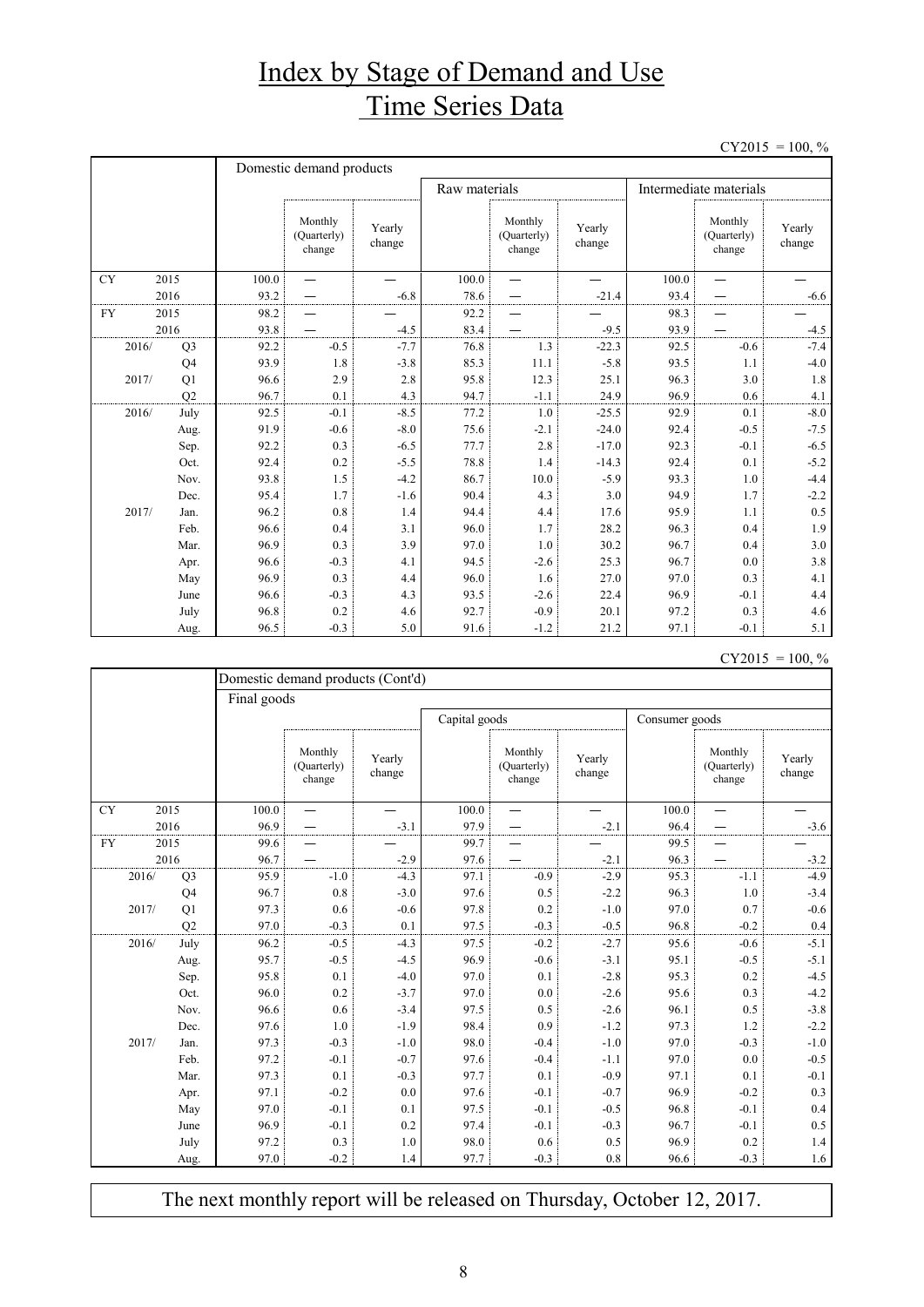# Index by Stage of Demand and Use
# Time Series Data

CY2015 = 100, %

| | | Domestic demand products | | | | | | | | |
|---|---|---|---|---|---|---|---|---|---|---|
| | | | | | Raw materials | | | Intermediate materials | | |
| | | | Monthly (Quarterly) change | Yearly change | | Monthly (Quarterly) change | Yearly change | | Monthly (Quarterly) change | Yearly change |
| CY | 2015 | 100.0 | — | — | 100.0 | — | — | 100.0 | — | — |
| | 2016 | 93.2 | — | -6.8 | 78.6 | — | -21.4 | 93.4 | — | -6.6 |
| FY | 2015 | 98.2 | — | — | 92.2 | — | — | 98.3 | — | — |
| | 2016 | 93.8 | — | -4.5 | 83.4 | — | -9.5 | 93.9 | — | -4.5 |
| 2016/ | Q3 | 92.2 | -0.5 | -7.7 | 76.8 | 1.3 | -22.3 | 92.5 | -0.6 | -7.4 |
| | Q4 | 93.9 | 1.8 | -3.8 | 85.3 | 11.1 | -5.8 | 93.5 | 1.1 | -4.0 |
| 2017/ | Q1 | 96.6 | 2.9 | 2.8 | 95.8 | 12.3 | 25.1 | 96.3 | 3.0 | 1.8 |
| | Q2 | 96.7 | 0.1 | 4.3 | 94.7 | -1.1 | 24.9 | 96.9 | 0.6 | 4.1 |
| 2016/ | July | 92.5 | -0.1 | -8.5 | 77.2 | 1.0 | -25.5 | 92.9 | 0.1 | -8.0 |
| | Aug. | 91.9 | -0.6 | -8.0 | 75.6 | -2.1 | -24.0 | 92.4 | -0.5 | -7.5 |
| | Sep. | 92.2 | 0.3 | -6.5 | 77.7 | 2.8 | -17.0 | 92.3 | -0.1 | -6.5 |
| | Oct. | 92.4 | 0.2 | -5.5 | 78.8 | 1.4 | -14.3 | 92.4 | 0.1 | -5.2 |
| | Nov. | 93.8 | 1.5 | -4.2 | 86.7 | 10.0 | -5.9 | 93.3 | 1.0 | -4.4 |
| | Dec. | 95.4 | 1.7 | -1.6 | 90.4 | 4.3 | 3.0 | 94.9 | 1.7 | -2.2 |
| 2017/ | Jan. | 96.2 | 0.8 | 1.4 | 94.4 | 4.4 | 17.6 | 95.9 | 1.1 | 0.5 |
| | Feb. | 96.6 | 0.4 | 3.1 | 96.0 | 1.7 | 28.2 | 96.3 | 0.4 | 1.9 |
| | Mar. | 96.9 | 0.3 | 3.9 | 97.0 | 1.0 | 30.2 | 96.7 | 0.4 | 3.0 |
| | Apr. | 96.6 | -0.3 | 4.1 | 94.5 | -2.6 | 25.3 | 96.7 | 0.0 | 3.8 |
| | May | 96.9 | 0.3 | 4.4 | 96.0 | 1.6 | 27.0 | 97.0 | 0.3 | 4.1 |
| | June | 96.6 | -0.3 | 4.3 | 93.5 | -2.6 | 22.4 | 96.9 | -0.1 | 4.4 |
| | July | 96.8 | 0.2 | 4.6 | 92.7 | -0.9 | 20.1 | 97.2 | 0.3 | 4.6 |
| | Aug. | 96.5 | -0.3 | 5.0 | 91.6 | -1.2 | 21.2 | 97.1 | -0.1 | 5.1 |

CY2015 = 100, %

| | | Domestic demand products (Cont'd) | | | | | | | | |
|---|---|---|---|---|---|---|---|---|---|---|
| | | Final goods | | | | | | | | |
| | | | | | Capital goods | | | Consumer goods | | |
| | | | Monthly (Quarterly) change | Yearly change | | Monthly (Quarterly) change | Yearly change | | Monthly (Quarterly) change | Yearly change |
| CY | 2015 | 100.0 | — | — | 100.0 | — | — | 100.0 | — | — |
| | 2016 | 96.9 | — | -3.1 | 97.9 | — | -2.1 | 96.4 | — | -3.6 |
| FY | 2015 | 99.6 | — | — | 99.7 | — | — | 99.5 | — | — |
| | 2016 | 96.7 | — | -2.9 | 97.6 | — | -2.1 | 96.3 | — | -3.2 |
| 2016/ | Q3 | 95.9 | -1.0 | -4.3 | 97.1 | -0.9 | -2.9 | 95.3 | -1.1 | -4.9 |
| | Q4 | 96.7 | 0.8 | -3.0 | 97.6 | 0.5 | -2.2 | 96.3 | 1.0 | -3.4 |
| 2017/ | Q1 | 97.3 | 0.6 | -0.6 | 97.8 | 0.2 | -1.0 | 97.0 | 0.7 | -0.6 |
| | Q2 | 97.0 | -0.3 | 0.1 | 97.5 | -0.3 | -0.5 | 96.8 | -0.2 | 0.4 |
| 2016/ | July | 96.2 | -0.5 | -4.3 | 97.5 | -0.2 | -2.7 | 95.6 | -0.6 | -5.1 |
| | Aug. | 95.7 | -0.5 | -4.5 | 96.9 | -0.6 | -3.1 | 95.1 | -0.5 | -5.1 |
| | Sep. | 95.8 | 0.1 | -4.0 | 97.0 | 0.1 | -2.8 | 95.3 | 0.2 | -4.5 |
| | Oct. | 96.0 | 0.2 | -3.7 | 97.0 | 0.0 | -2.6 | 95.6 | 0.3 | -4.2 |
| | Nov. | 96.6 | 0.6 | -3.4 | 97.5 | 0.5 | -2.6 | 96.1 | 0.5 | -3.8 |
| | Dec. | 97.6 | 1.0 | -1.9 | 98.4 | 0.9 | -1.2 | 97.3 | 1.2 | -2.2 |
| 2017/ | Jan. | 97.3 | -0.3 | -1.0 | 98.0 | -0.4 | -1.0 | 97.0 | -0.3 | -1.0 |
| | Feb. | 97.2 | -0.1 | -0.7 | 97.6 | -0.4 | -1.1 | 97.0 | 0.0 | -0.5 |
| | Mar. | 97.3 | 0.1 | -0.3 | 97.7 | 0.1 | -0.9 | 97.1 | 0.1 | -0.1 |
| | Apr. | 97.1 | -0.2 | 0.0 | 97.6 | -0.1 | -0.7 | 96.9 | -0.2 | 0.3 |
| | May | 97.0 | -0.1 | 0.1 | 97.5 | -0.1 | -0.5 | 96.8 | -0.1 | 0.4 |
| | June | 96.9 | -0.1 | 0.2 | 97.4 | -0.1 | -0.3 | 96.7 | -0.1 | 0.5 |
| | July | 97.2 | 0.3 | 1.0 | 98.0 | 0.6 | 0.5 | 96.9 | 0.2 | 1.4 |
| | Aug. | 97.0 | -0.2 | 1.4 | 97.7 | -0.3 | 0.8 | 96.6 | -0.3 | 1.6 |

The next monthly report will be released on Thursday, October 12, 2017.